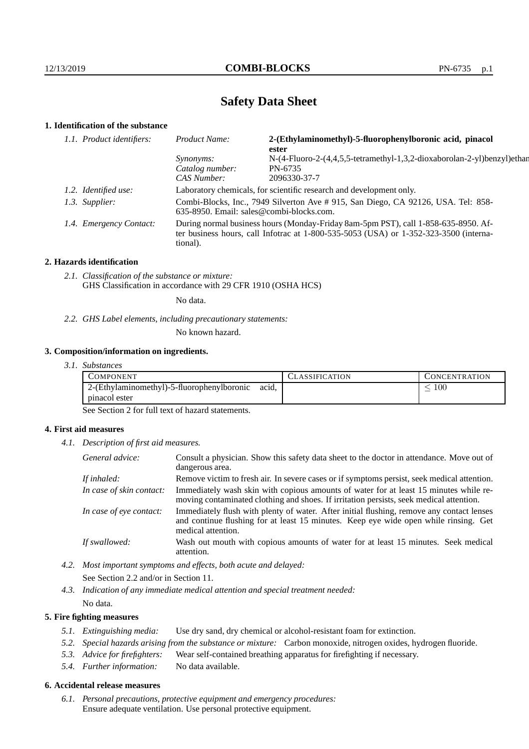# Safety Data Sheet

## 1. Identification of the substance

*1.1. Product identifiers:*

*Product Name:* **2-(Ethylaminomethyl)-5-fluorophenylboronic acid, pinacol ester**

*Synonyms:* N-(4-Fluoro-2-(4,4,5,5-tetramethyl-1,3,2-dioxaborolan-2-yl)benzyl)ethan

*Catalog number:* PN-6735

*CAS Number:* 2096330-37-7

*1.2. Identified use:* Laboratory chemicals, for scientific research and development only.

*1.3. Supplier:* Combi-Blocks, Inc., 7949 Silverton Ave # 915, San Diego, CA 92126, USA. Tel: 858-635-8950. Email: sales@combi-blocks.com.

*1.4. Emergency Contact:* During normal business hours (Monday-Friday 8am-5pm PST), call 1-858-635-8950. After business hours, call Infotrac at 1-800-535-5053 (USA) or 1-352-323-3500 (international).

## 2. Hazards identification

*2.1. Classification of the substance or mixture:*
GHS Classification in accordance with 29 CFR 1910 (OSHA HCS)

No data.

*2.2. GHS Label elements, including precautionary statements:*

No known hazard.

## 3. Composition/information on ingredients.

*3.1. Substances*

| COMPONENT | CLASSIFICATION | CONCENTRATION |
|---|---|---|
| 2-(Ethylaminomethyl)-5-fluorophenylboronic acid, pinacol ester | | $\leq 100$ |

See Section 2 for full text of hazard statements.

## 4. First aid measures

*4.1. Description of first aid measures.*

*General advice:* Consult a physician. Show this safety data sheet to the doctor in attendance. Move out of dangerous area.

*If inhaled:* Remove victim to fresh air. In severe cases or if symptoms persist, seek medical attention.

*In case of skin contact:* Immediately wash skin with copious amounts of water for at least 15 minutes while removing contaminated clothing and shoes. If irritation persists, seek medical attention.

*In case of eye contact:* Immediately flush with plenty of water. After initial flushing, remove any contact lenses and continue flushing for at least 15 minutes. Keep eye wide open while rinsing. Get medical attention.

*If swallowed:* Wash out mouth with copious amounts of water for at least 15 minutes. Seek medical attention.

*4.2. Most important symptoms and effects, both acute and delayed:*

See Section 2.2 and/or in Section 11.

*4.3. Indication of any immediate medical attention and special treatment needed:*

No data.

## 5. Fire fighting measures

*5.1. Extinguishing media:* Use dry sand, dry chemical or alcohol-resistant foam for extinction.

*5.2. Special hazards arising from the substance or mixture:* Carbon monoxide, nitrogen oxides, hydrogen fluoride.

*5.3. Advice for firefighters:* Wear self-contained breathing apparatus for firefighting if necessary.

*5.4. Further information:* No data available.

## 6. Accidental release measures

*6.1. Personal precautions, protective equipment and emergency procedures:*
Ensure adequate ventilation. Use personal protective equipment.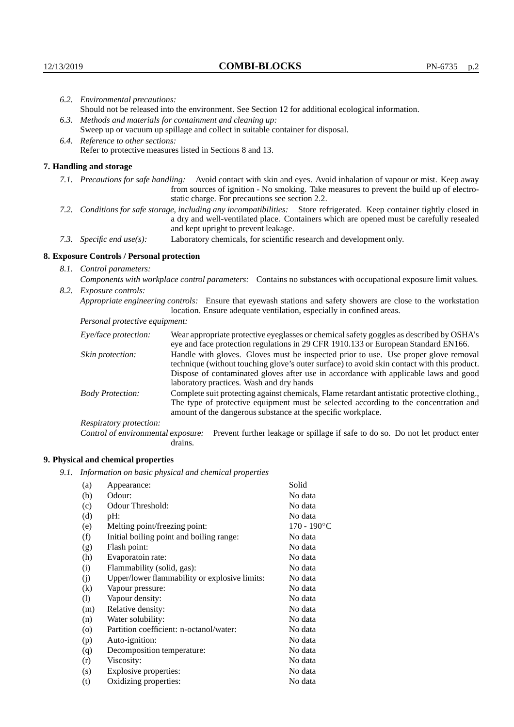*6.2. Environmental precautions:*
Should not be released into the environment. See Section 12 for additional ecological information.

*6.3. Methods and materials for containment and cleaning up:*
Sweep up or vacuum up spillage and collect in suitable container for disposal.

*6.4. Reference to other sections:*
Refer to protective measures listed in Sections 8 and 13.

## 7. Handling and storage

*7.1. Precautions for safe handling:* Avoid contact with skin and eyes. Avoid inhalation of vapour or mist. Keep away from sources of ignition - No smoking. Take measures to prevent the build up of electrostatic charge. For precautions see section 2.2.

*7.2. Conditions for safe storage, including any incompatibilities:* Store refrigerated. Keep container tightly closed in a dry and well-ventilated place. Containers which are opened must be carefully resealed and kept upright to prevent leakage.

*7.3. Specific end use(s):* Laboratory chemicals, for scientific research and development only.

## 8. Exposure Controls / Personal protection

*8.1. Control parameters:*

*Components with workplace control parameters:* Contains no substances with occupational exposure limit values.

*8.2. Exposure controls:*

*Appropriate engineering controls:* Ensure that eyewash stations and safety showers are close to the workstation location. Ensure adequate ventilation, especially in confined areas.

*Personal protective equipment:*

*Eye/face protection:* Wear appropriate protective eyeglasses or chemical safety goggles as described by OSHA's eye and face protection regulations in 29 CFR 1910.133 or European Standard EN166.

*Skin protection:* Handle with gloves. Gloves must be inspected prior to use. Use proper glove removal technique (without touching glove's outer surface) to avoid skin contact with this product. Dispose of contaminated gloves after use in accordance with applicable laws and good laboratory practices. Wash and dry hands

*Body Protection:* Complete suit protecting against chemicals, Flame retardant antistatic protective clothing., The type of protective equipment must be selected according to the concentration and amount of the dangerous substance at the specific workplace.

*Respiratory protection:*

*Control of environmental exposure:* Prevent further leakage or spillage if safe to do so. Do not let product enter drains.

## 9. Physical and chemical properties

*9.1. Information on basic physical and chemical properties*

| | | |
|---|---|---|
| (a) | Appearance: | Solid |
| (b) | Odour: | No data |
| (c) | Odour Threshold: | No data |
| (d) | pH: | No data |
| (e) | Melting point/freezing point: | 170 - 190°C |
| (f) | Initial boiling point and boiling range: | No data |
| (g) | Flash point: | No data |
| (h) | Evaporatoin rate: | No data |
| (i) | Flammability (solid, gas): | No data |
| (j) | Upper/lower flammability or explosive limits: | No data |
| (k) | Vapour pressure: | No data |
| (l) | Vapour density: | No data |
| (m) | Relative density: | No data |
| (n) | Water solubility: | No data |
| (o) | Partition coefficient: n-octanol/water: | No data |
| (p) | Auto-ignition: | No data |
| (q) | Decomposition temperature: | No data |
| (r) | Viscosity: | No data |
| (s) | Explosive properties: | No data |
| (t) | Oxidizing properties: | No data |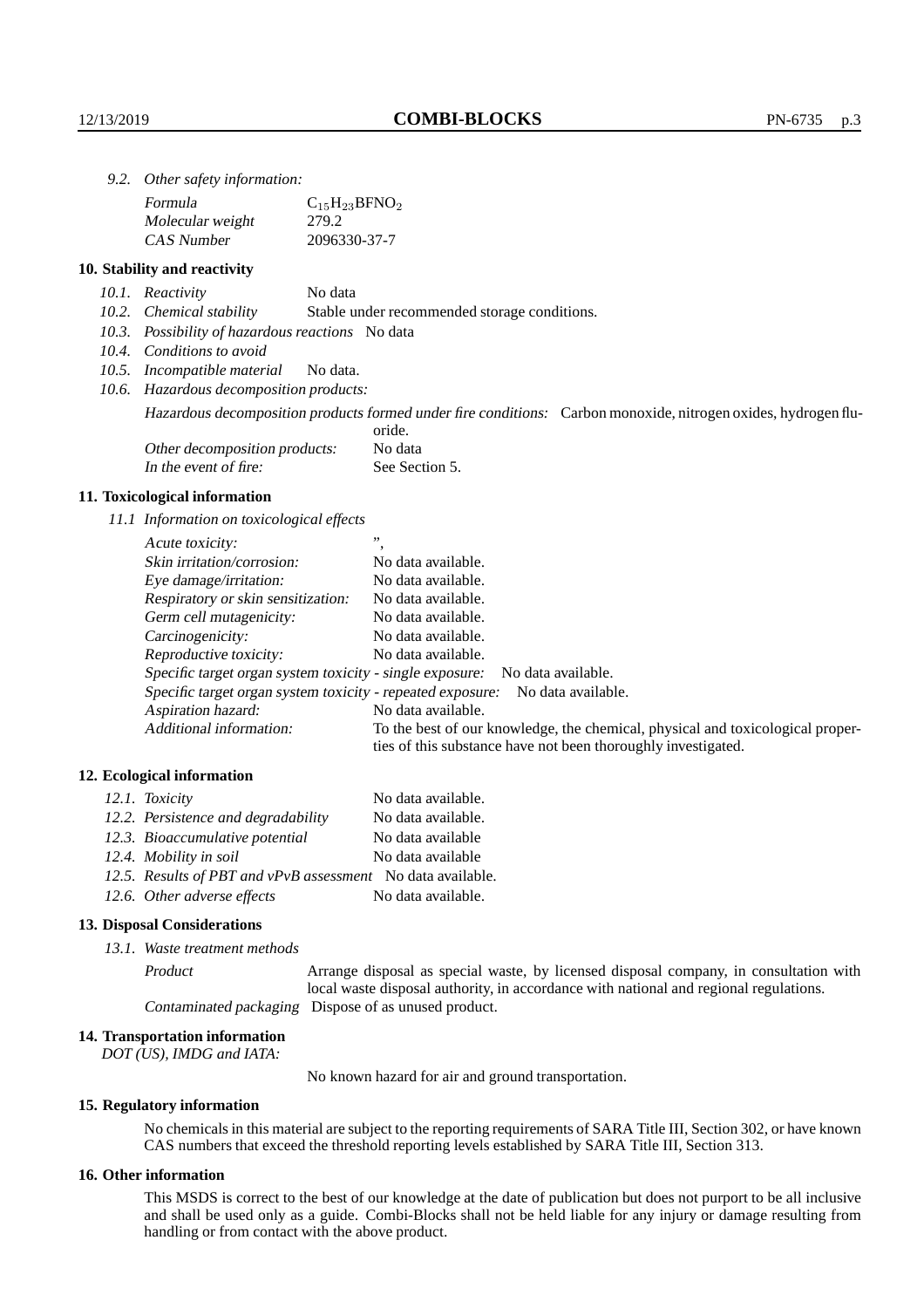*9.2. Other safety information:*

| | |
|---|---|
| *Formula* | $C_{15}H_{23}BFNO_2$ |
| *Molecular weight* | 279.2 |
| *CAS Number* | 2096330-37-7 |

## 10. Stability and reactivity

*10.1. Reactivity* No data

*10.2. Chemical stability* Stable under recommended storage conditions.

*10.3. Possibility of hazardous reactions* No data

*10.4. Conditions to avoid*

*10.5. Incompatible material* No data.

*10.6. Hazardous decomposition products:*

*Hazardous decomposition products formed under fire conditions:* Carbon monoxide, nitrogen oxides, hydrogen fluoride.

| | |
|---|---|
| *Other decomposition products:* | No data |
| *In the event of fire:* | See Section 5. |

## 11. Toxicological information

*11.1 Information on toxicological effects*

| | |
|---|---|
| *Acute toxicity:* | ", |
| *Skin irritation/corrosion:* | No data available. |
| *Eye damage/irritation:* | No data available. |
| *Respiratory or skin sensitization:* | No data available. |
| *Germ cell mutagenicity:* | No data available. |
| *Carcinogenicity:* | No data available. |
| *Reproductive toxicity:* | No data available. |
| *Specific target organ system toxicity - single exposure:* | No data available. |
| *Specific target organ system toxicity - repeated exposure:* | No data available. |
| *Aspiration hazard:* | No data available. |
| *Additional information:* | To the best of our knowledge, the chemical, physical and toxicological properties of this substance have not been thoroughly investigated. |

## 12. Ecological information

| | |
|---|---|
| *12.1. Toxicity* | No data available. |
| *12.2. Persistence and degradability* | No data available. |
| *12.3. Bioaccumulative potential* | No data available |
| *12.4. Mobility in soil* | No data available |
| *12.5. Results of PBT and vPvB assessment* | No data available. |
| *12.6. Other adverse effects* | No data available. |

## 13. Disposal Considerations

*13.1. Waste treatment methods*

*Product* Arrange disposal as special waste, by licensed disposal company, in consultation with local waste disposal authority, in accordance with national and regional regulations.

*Contaminated packaging* Dispose of as unused product.

## 14. Transportation information

*DOT (US), IMDG and IATA:*

No known hazard for air and ground transportation.

## 15. Regulatory information

No chemicals in this material are subject to the reporting requirements of SARA Title III, Section 302, or have known CAS numbers that exceed the threshold reporting levels established by SARA Title III, Section 313.

## 16. Other information

This MSDS is correct to the best of our knowledge at the date of publication but does not purport to be all inclusive and shall be used only as a guide. Combi-Blocks shall not be held liable for any injury or damage resulting from handling or from contact with the above product.